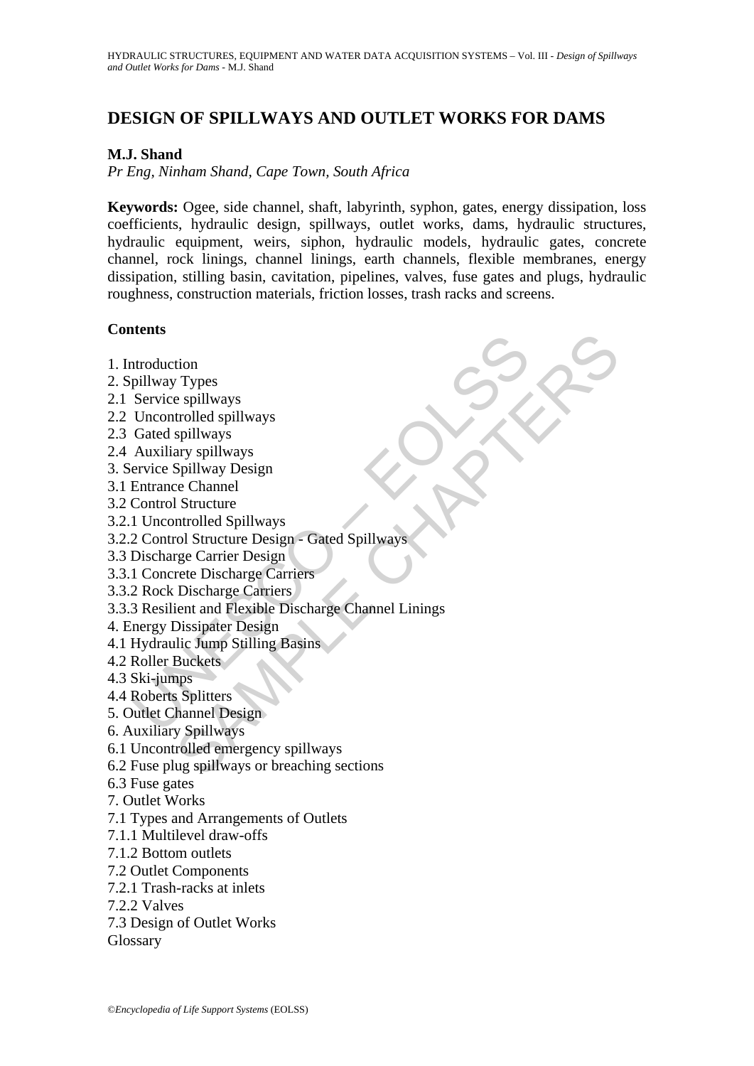# DESIGN OF SPILLWAYS AND OUTLET WORKS FOR DAMS

**M.J. Shand**

*Pr Eng, Ninham Shand, Cape Town, South Africa*

**Keywords:** Ogee, side channel, shaft, labyrinth, syphon, gates, energy dissipation, loss coefficients, hydraulic design, spillways, outlet works, dams, hydraulic structures, hydraulic equipment, weirs, siphon, hydraulic models, hydraulic gates, concrete channel, rock linings, channel linings, earth channels, flexible membranes, energy dissipation, stilling basin, cavitation, pipelines, valves, fuse gates and plugs, hydraulic roughness, construction materials, friction losses, trash racks and screens.

## Contents

1. Introduction
2. Spillway Types
2.1 Service spillways
2.2 Uncontrolled spillways
2.3 Gated spillways
2.4 Auxiliary spillways
3. Service Spillway Design
3.1 Entrance Channel
3.2 Control Structure
3.2.1 Uncontrolled Spillways
3.2.2 Control Structure Design - Gated Spillways
3.3 Discharge Carrier Design
3.3.1 Concrete Discharge Carriers
3.3.2 Rock Discharge Carriers
3.3.3 Resilient and Flexible Discharge Channel Linings
4. Energy Dissipater Design
4.1 Hydraulic Jump Stilling Basins
4.2 Roller Buckets
4.3 Ski-jumps
4.4 Roberts Splitters
5. Outlet Channel Design
6. Auxiliary Spillways
6.1 Uncontrolled emergency spillways
6.2 Fuse plug spillways or breaching sections
6.3 Fuse gates
7. Outlet Works
7.1 Types and Arrangements of Outlets
7.1.1 Multilevel draw-offs
7.1.2 Bottom outlets
7.2 Outlet Components
7.2.1 Trash-racks at inlets
7.2.2 Valves
7.3 Design of Outlet Works
Glossary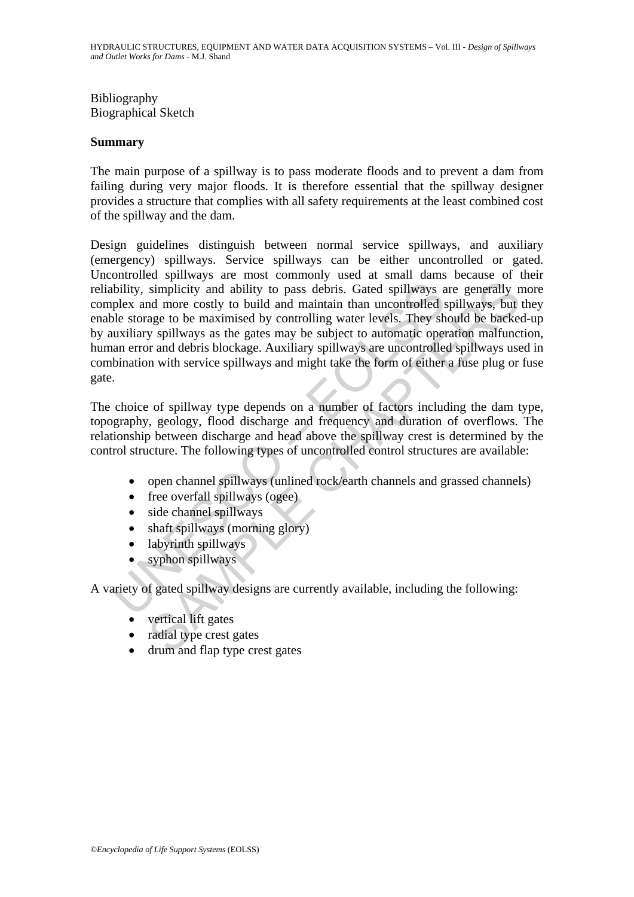Bibliography
Biographical Sketch

**Summary**

The main purpose of a spillway is to pass moderate floods and to prevent a dam from failing during very major floods. It is therefore essential that the spillway designer provides a structure that complies with all safety requirements at the least combined cost of the spillway and the dam.

Design guidelines distinguish between normal service spillways, and auxiliary (emergency) spillways. Service spillways can be either uncontrolled or gated. Uncontrolled spillways are most commonly used at small dams because of their reliability, simplicity and ability to pass debris. Gated spillways are generally more complex and more costly to build and maintain than uncontrolled spillways, but they enable storage to be maximised by controlling water levels. They should be backed-up by auxiliary spillways as the gates may be subject to automatic operation malfunction, human error and debris blockage. Auxiliary spillways are uncontrolled spillways used in combination with service spillways and might take the form of either a fuse plug or fuse gate.

The choice of spillway type depends on a number of factors including the dam type, topography, geology, flood discharge and frequency and duration of overflows. The relationship between discharge and head above the spillway crest is determined by the control structure. The following types of uncontrolled control structures are available:

- open channel spillways (unlined rock/earth channels and grassed channels)
- free overfall spillways (ogee)
- side channel spillways
- shaft spillways (morning glory)
- labyrinth spillways
- syphon spillways

A variety of gated spillway designs are currently available, including the following:

- vertical lift gates
- radial type crest gates
- drum and flap type crest gates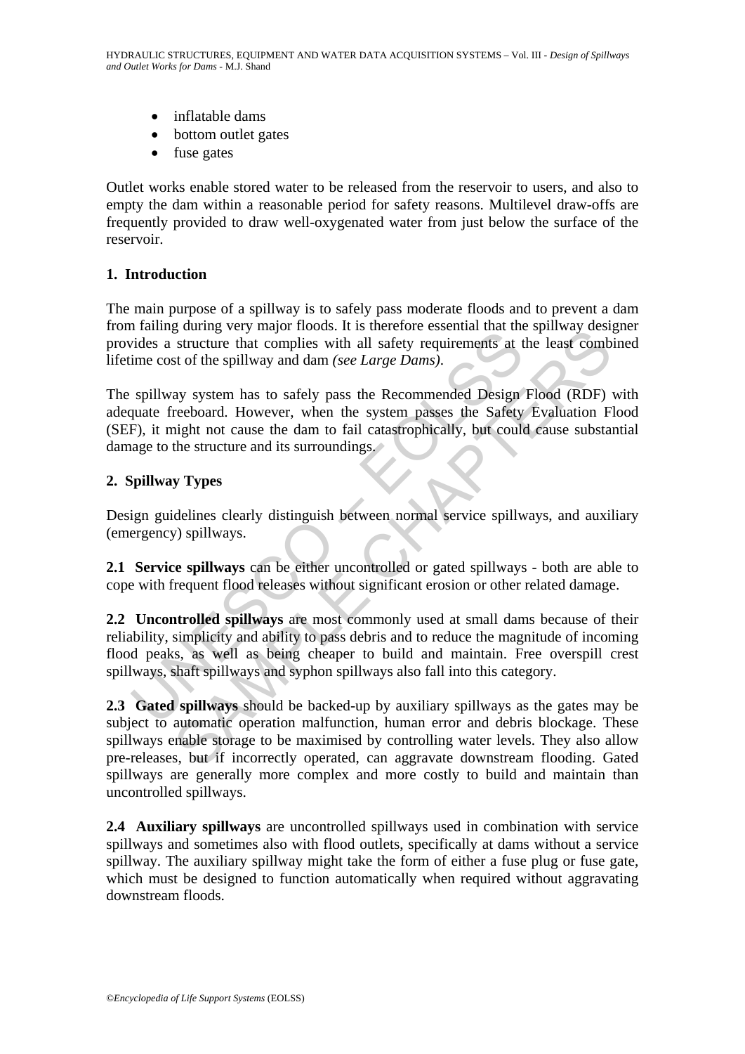- inflatable dams
- bottom outlet gates
- fuse gates

Outlet works enable stored water to be released from the reservoir to users, and also to empty the dam within a reasonable period for safety reasons. Multilevel draw-offs are frequently provided to draw well-oxygenated water from just below the surface of the reservoir.

## 1. Introduction

The main purpose of a spillway is to safely pass moderate floods and to prevent a dam from failing during very major floods. It is therefore essential that the spillway designer provides a structure that complies with all safety requirements at the least combined lifetime cost of the spillway and dam *(see Large Dams)*.

The spillway system has to safely pass the Recommended Design Flood (RDF) with adequate freeboard. However, when the system passes the Safety Evaluation Flood (SEF), it might not cause the dam to fail catastrophically, but could cause substantial damage to the structure and its surroundings.

## 2. Spillway Types

Design guidelines clearly distinguish between normal service spillways, and auxiliary (emergency) spillways.

**2.1 Service spillways** can be either uncontrolled or gated spillways - both are able to cope with frequent flood releases without significant erosion or other related damage.

**2.2 Uncontrolled spillways** are most commonly used at small dams because of their reliability, simplicity and ability to pass debris and to reduce the magnitude of incoming flood peaks, as well as being cheaper to build and maintain. Free overspill crest spillways, shaft spillways and syphon spillways also fall into this category.

**2.3 Gated spillways** should be backed-up by auxiliary spillways as the gates may be subject to automatic operation malfunction, human error and debris blockage. These spillways enable storage to be maximised by controlling water levels. They also allow pre-releases, but if incorrectly operated, can aggravate downstream flooding. Gated spillways are generally more complex and more costly to build and maintain than uncontrolled spillways.

**2.4 Auxiliary spillways** are uncontrolled spillways used in combination with service spillways and sometimes also with flood outlets, specifically at dams without a service spillway. The auxiliary spillway might take the form of either a fuse plug or fuse gate, which must be designed to function automatically when required without aggravating downstream floods.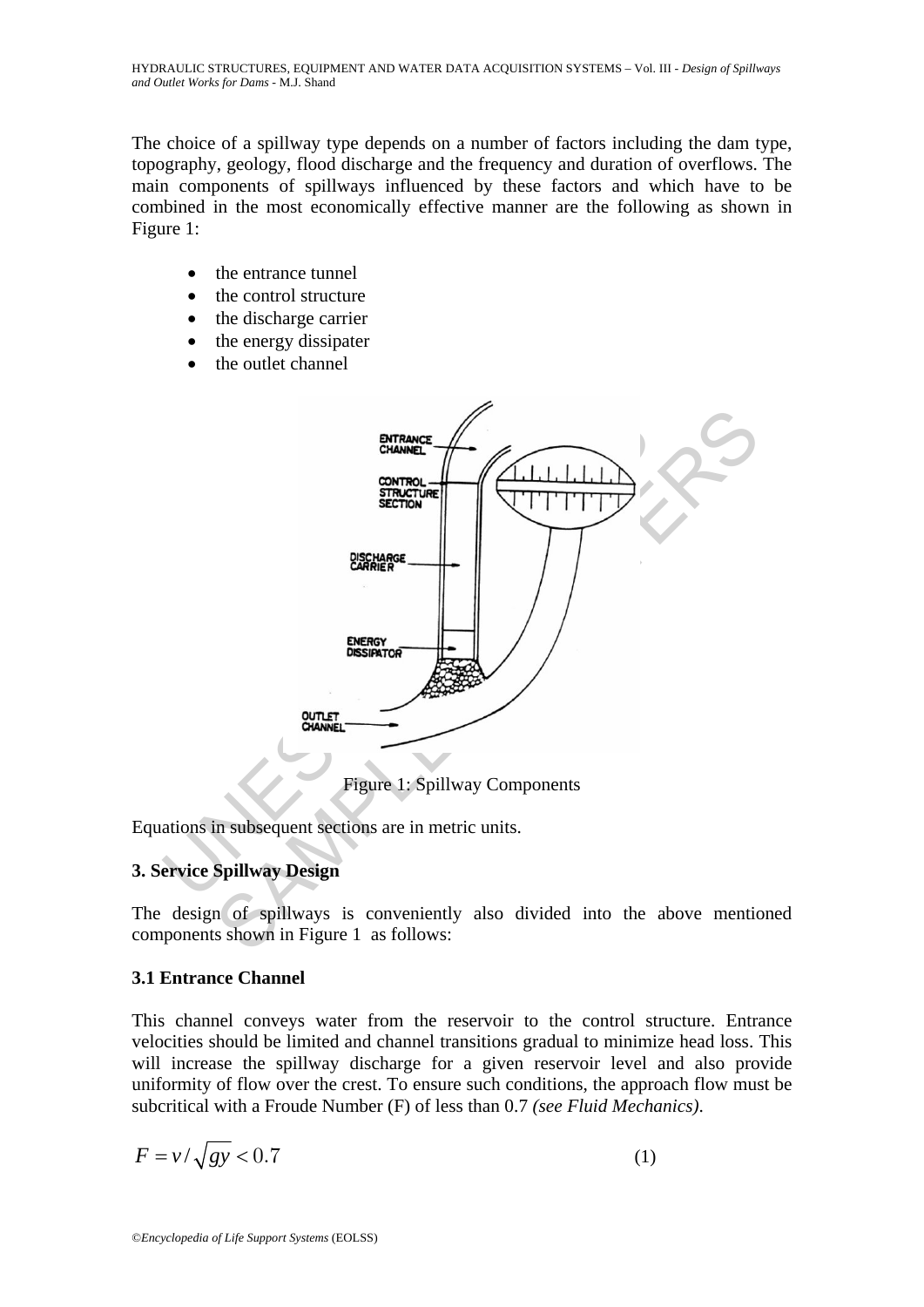The choice of a spillway type depends on a number of factors including the dam type, topography, geology, flood discharge and the frequency and duration of overflows. The main components of spillways influenced by these factors and which have to be combined in the most economically effective manner are the following as shown in Figure 1:

- the entrance tunnel
- the control structure
- the discharge carrier
- the energy dissipater
- the outlet channel

Figure 1: Spillway Components

Equations in subsequent sections are in metric units.

## 3. Service Spillway Design

The design of spillways is conveniently also divided into the above mentioned components shown in Figure 1 as follows:

### 3.1 Entrance Channel

This channel conveys water from the reservoir to the control structure. Entrance velocities should be limited and channel transitions gradual to minimize head loss. This will increase the spillway discharge for a given reservoir level and also provide uniformity of flow over the crest. To ensure such conditions, the approach flow must be subcritical with a Froude Number (F) of less than 0.7 *(see Fluid Mechanics)*.

$$F = v/\sqrt{gy} < 0.7 \qquad (1)$$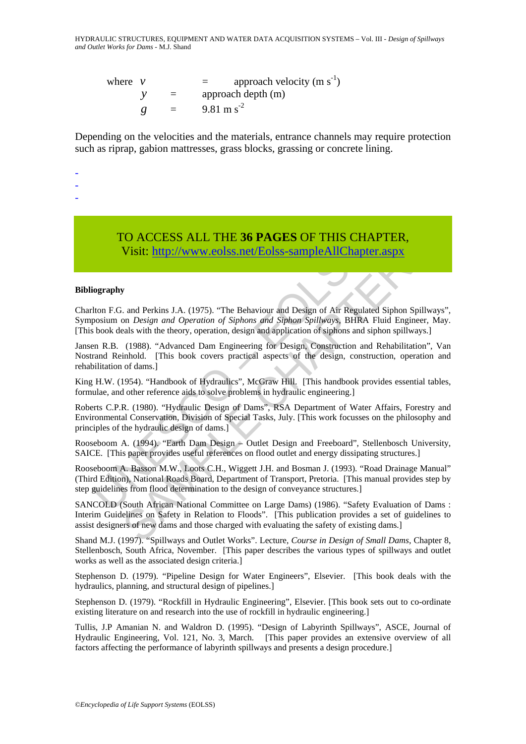where $v$ = approach velocity (m $s^{-1}$)
$y$ = approach depth (m)
$g$ = 9.81 m $s^{-2}$

Depending on the velocities and the materials, entrance channels may require protection such as riprap, gabion mattresses, grass blocks, grassing or concrete lining.

-
-
-

TO ACCESS ALL THE **36 PAGES** OF THIS CHAPTER,
Visit: http://www.eolss.net/Eolss-sampleAllChapter.aspx

**Bibliography**

Charlton F.G. and Perkins J.A. (1975). "The Behaviour and Design of Air Regulated Siphon Spillways", Symposium on *Design and Operation of Siphons and Siphon Spillways*, BHRA Fluid Engineer, May. [This book deals with the theory, operation, design and application of siphons and siphon spillways.]

Jansen R.B. (1988). "Advanced Dam Engineering for Design, Construction and Rehabilitation", Van Nostrand Reinhold. [This book covers practical aspects of the design, construction, operation and rehabilitation of dams.]

King H.W. (1954). "Handbook of Hydraulics", McGraw Hill. [This handbook provides essential tables, formulae, and other reference aids to solve problems in hydraulic engineering.]

Roberts C.P.R. (1980). "Hydraulic Design of Dams", RSA Department of Water Affairs, Forestry and Environmental Conservation, Division of Special Tasks, July. [This work focusses on the philosophy and principles of the hydraulic design of dams.]

Rooseboom A. (1994). "Earth Dam Design – Outlet Design and Freeboard", Stellenbosch University, SAICE. [This paper provides useful references on flood outlet and energy dissipating structures.]

Rooseboom A. Basson M.W., Loots C.H., Wiggett J.H. and Bosman J. (1993). "Road Drainage Manual" (Third Edition), National Roads Board, Department of Transport, Pretoria. [This manual provides step by step guidelines from flood determination to the design of conveyance structures.]

SANCOLD (South African National Committee on Large Dams) (1986). "Safety Evaluation of Dams : Interim Guidelines on Safety in Relation to Floods". [This publication provides a set of guidelines to assist designers of new dams and those charged with evaluating the safety of existing dams.]

Shand M.J. (1997). "Spillways and Outlet Works". Lecture, *Course in Design of Small Dams*, Chapter 8, Stellenbosch, South Africa, November. [This paper describes the various types of spillways and outlet works as well as the associated design criteria.]

Stephenson D. (1979). "Pipeline Design for Water Engineers", Elsevier. [This book deals with the hydraulics, planning, and structural design of pipelines.]

Stephenson D. (1979). "Rockfill in Hydraulic Engineering", Elsevier. [This book sets out to co-ordinate existing literature on and research into the use of rockfill in hydraulic engineering.]

Tullis, J.P Amanian N. and Waldron D. (1995). "Design of Labyrinth Spillways", ASCE, Journal of Hydraulic Engineering, Vol. 121, No. 3, March. [This paper provides an extensive overview of all factors affecting the performance of labyrinth spillways and presents a design procedure.]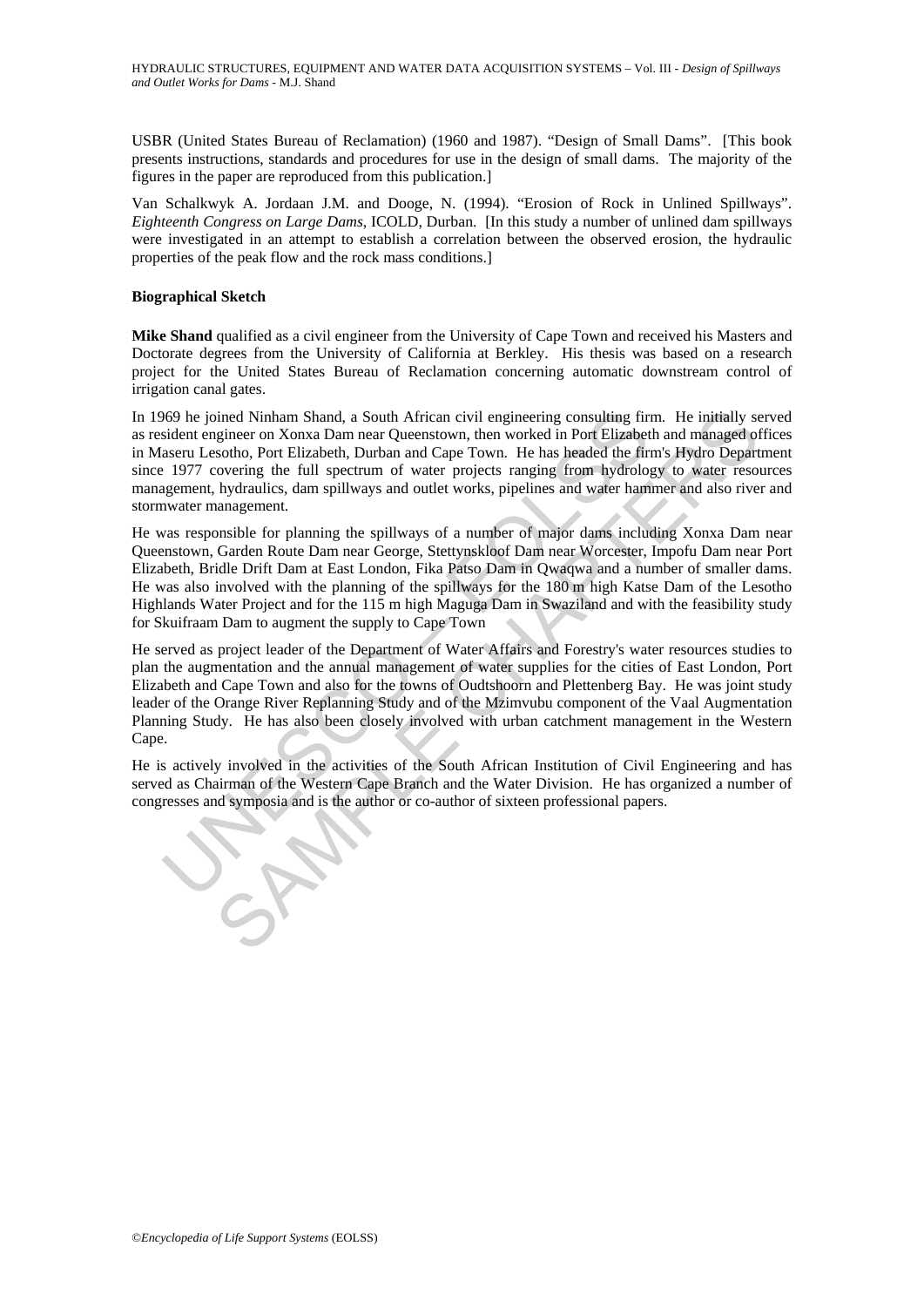USBR (United States Bureau of Reclamation) (1960 and 1987). "Design of Small Dams". [This book presents instructions, standards and procedures for use in the design of small dams. The majority of the figures in the paper are reproduced from this publication.]

Van Schalkwyk A. Jordaan J.M. and Dooge, N. (1994). "Erosion of Rock in Unlined Spillways". *Eighteenth Congress on Large Dams*, ICOLD, Durban. [In this study a number of unlined dam spillways were investigated in an attempt to establish a correlation between the observed erosion, the hydraulic properties of the peak flow and the rock mass conditions.]

### Biographical Sketch

**Mike Shand** qualified as a civil engineer from the University of Cape Town and received his Masters and Doctorate degrees from the University of California at Berkley. His thesis was based on a research project for the United States Bureau of Reclamation concerning automatic downstream control of irrigation canal gates.

In 1969 he joined Ninham Shand, a South African civil engineering consulting firm. He initially served as resident engineer on Xonxa Dam near Queenstown, then worked in Port Elizabeth and managed offices in Maseru Lesotho, Port Elizabeth, Durban and Cape Town. He has headed the firm's Hydro Department since 1977 covering the full spectrum of water projects ranging from hydrology to water resources management, hydraulics, dam spillways and outlet works, pipelines and water hammer and also river and stormwater management.

He was responsible for planning the spillways of a number of major dams including Xonxa Dam near Queenstown, Garden Route Dam near George, Stettynskloof Dam near Worcester, Impofu Dam near Port Elizabeth, Bridle Drift Dam at East London, Fika Patso Dam in Qwaqwa and a number of smaller dams. He was also involved with the planning of the spillways for the 180 m high Katse Dam of the Lesotho Highlands Water Project and for the 115 m high Maguga Dam in Swaziland and with the feasibility study for Skuifraam Dam to augment the supply to Cape Town

He served as project leader of the Department of Water Affairs and Forestry's water resources studies to plan the augmentation and the annual management of water supplies for the cities of East London, Port Elizabeth and Cape Town and also for the towns of Oudtshoorn and Plettenberg Bay. He was joint study leader of the Orange River Replanning Study and of the Mzimvubu component of the Vaal Augmentation Planning Study. He has also been closely involved with urban catchment management in the Western Cape.

He is actively involved in the activities of the South African Institution of Civil Engineering and has served as Chairman of the Western Cape Branch and the Water Division. He has organized a number of congresses and symposia and is the author or co-author of sixteen professional papers.